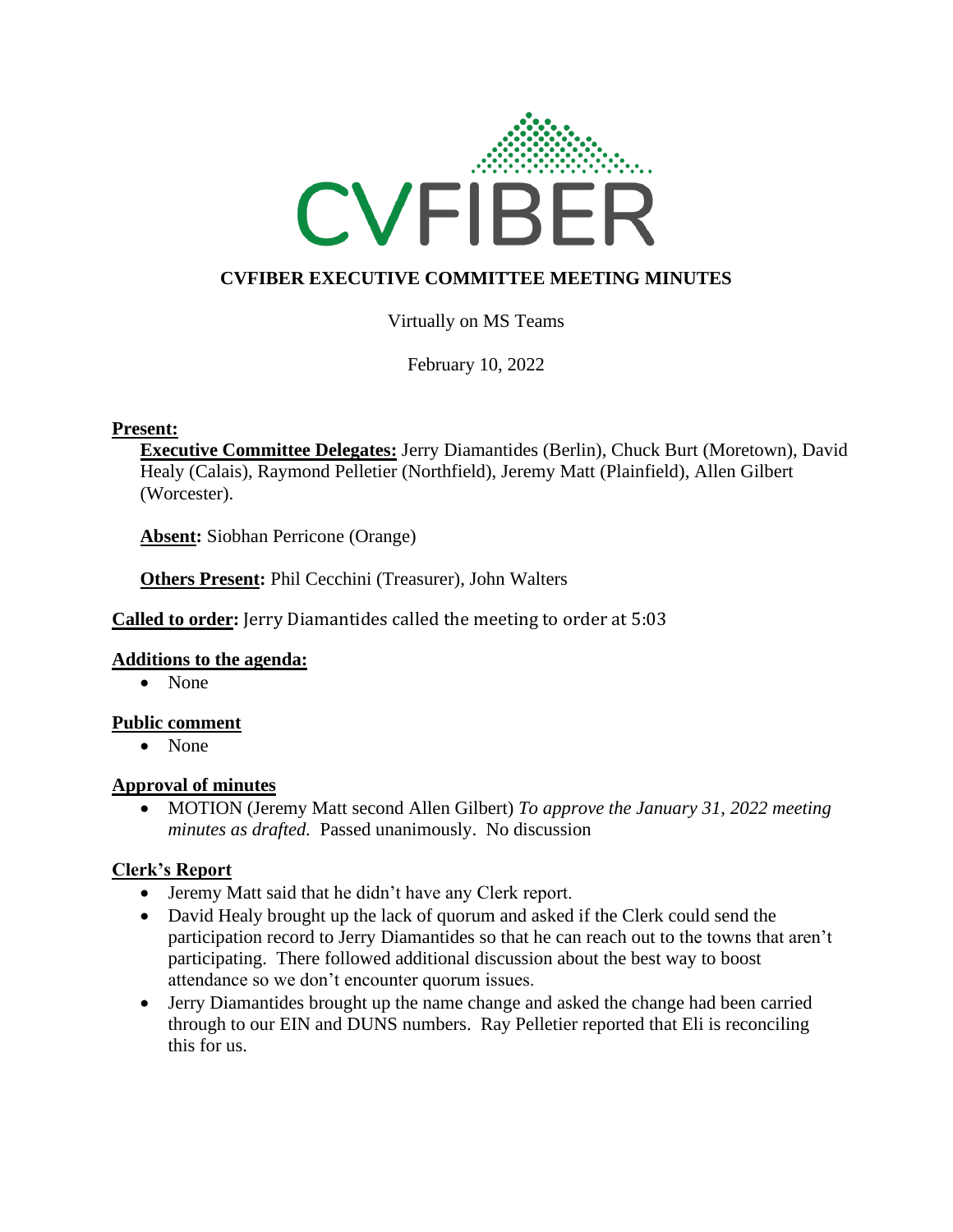# CVFIBER EXECUTIVE COMMITTEE MEETING MINUTES

Virtually on MS Teams

February 10, 2022

**Present:**

**Executive Committee Delegates:** Jerry Diamantides (Berlin), Chuck Burt (Moretown), David Healy (Calais), Raymond Pelletier (Northfield), Jeremy Matt (Plainfield), Allen Gilbert (Worcester).

**Absent:** Siobhan Perricone (Orange)

**Others Present:** Phil Cecchini (Treasurer), John Walters

**Called to order:** Jerry Diamantides called the meeting to order at 5:03

**Additions to the agenda:**

- None

**Public comment**

- None

**Approval of minutes**

- MOTION (Jeremy Matt second Allen Gilbert) *To approve the January 31, 2022 meeting minutes as drafted.* Passed unanimously. No discussion

**Clerk's Report**

- Jeremy Matt said that he didn't have any Clerk report.
- David Healy brought up the lack of quorum and asked if the Clerk could send the participation record to Jerry Diamantides so that he can reach out to the towns that aren't participating. There followed additional discussion about the best way to boost attendance so we don't encounter quorum issues.
- Jerry Diamantides brought up the name change and asked the change had been carried through to our EIN and DUNS numbers. Ray Pelletier reported that Eli is reconciling this for us.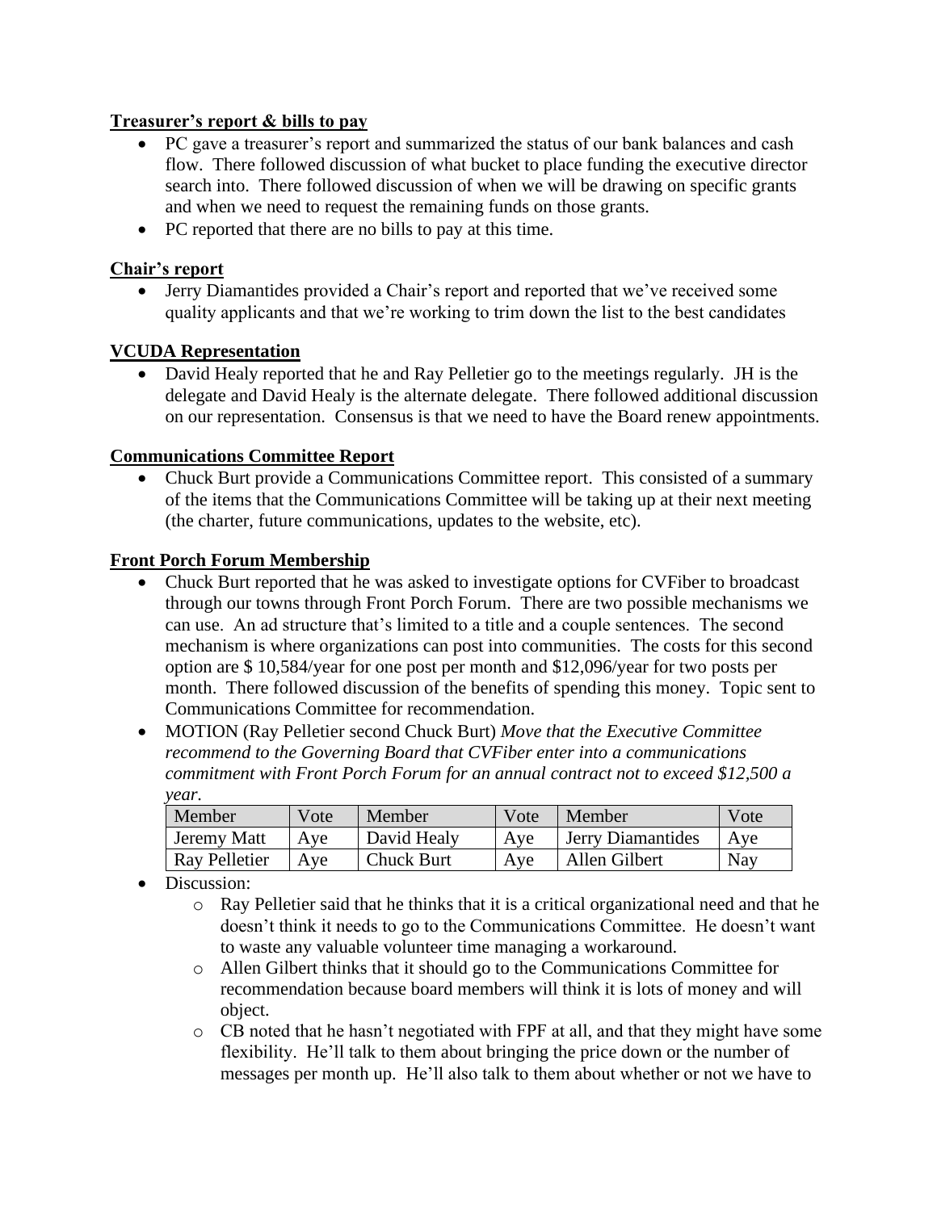**Treasurer's report & bills to pay**

- PC gave a treasurer's report and summarized the status of our bank balances and cash flow. There followed discussion of what bucket to place funding the executive director search into. There followed discussion of when we will be drawing on specific grants and when we need to request the remaining funds on those grants.
- PC reported that there are no bills to pay at this time.

**Chair's report**

- Jerry Diamantides provided a Chair's report and reported that we've received some quality applicants and that we're working to trim down the list to the best candidates

**VCUDA Representation**

- David Healy reported that he and Ray Pelletier go to the meetings regularly. JH is the delegate and David Healy is the alternate delegate. There followed additional discussion on our representation. Consensus is that we need to have the Board renew appointments.

**Communications Committee Report**

- Chuck Burt provide a Communications Committee report. This consisted of a summary of the items that the Communications Committee will be taking up at their next meeting (the charter, future communications, updates to the website, etc).

**Front Porch Forum Membership**

- Chuck Burt reported that he was asked to investigate options for CVFiber to broadcast through our towns through Front Porch Forum. There are two possible mechanisms we can use. An ad structure that's limited to a title and a couple sentences. The second mechanism is where organizations can post into communities. The costs for this second option are $ 10,584/year for one post per month and $12,096/year for two posts per month. There followed discussion of the benefits of spending this money. Topic sent to Communications Committee for recommendation.
- MOTION (Ray Pelletier second Chuck Burt) *Move that the Executive Committee recommend to the Governing Board that CVFiber enter into a communications commitment with Front Porch Forum for an annual contract not to exceed $12,500 a year.*

| Member | Vote | Member | Vote | Member | Vote |
|---|---|---|---|---|---|
| Jeremy Matt | Aye | David Healy | Aye | Jerry Diamantides | Aye |
| Ray Pelletier | Aye | Chuck Burt | Aye | Allen Gilbert | Nay |

- Discussion:
  - Ray Pelletier said that he thinks that it is a critical organizational need and that he doesn't think it needs to go to the Communications Committee. He doesn't want to waste any valuable volunteer time managing a workaround.
  - Allen Gilbert thinks that it should go to the Communications Committee for recommendation because board members will think it is lots of money and will object.
  - CB noted that he hasn't negotiated with FPF at all, and that they might have some flexibility. He'll talk to them about bringing the price down or the number of messages per month up. He'll also talk to them about whether or not we have to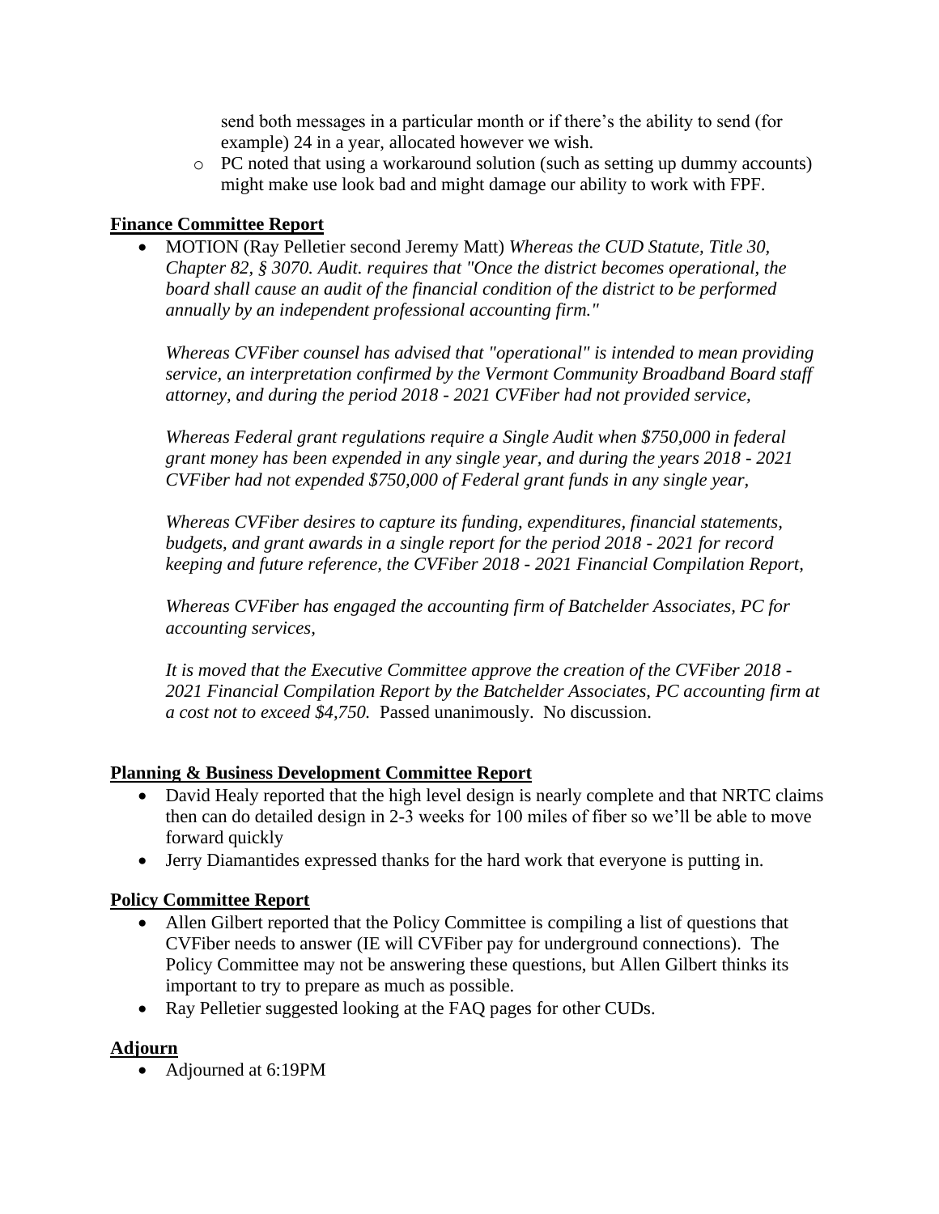send both messages in a particular month or if there's the ability to send (for example) 24 in a year, allocated however we wish.
  - PC noted that using a workaround solution (such as setting up dummy accounts) might make use look bad and might damage our ability to work with FPF.

**Finance Committee Report**

- MOTION (Ray Pelletier second Jeremy Matt) *Whereas the CUD Statute, Title 30, Chapter 82, § 3070. Audit. requires that "Once the district becomes operational, the board shall cause an audit of the financial condition of the district to be performed annually by an independent professional accounting firm."*

  *Whereas CVFiber counsel has advised that "operational" is intended to mean providing service, an interpretation confirmed by the Vermont Community Broadband Board staff attorney, and during the period 2018 - 2021 CVFiber had not provided service,*

  *Whereas Federal grant regulations require a Single Audit when $750,000 in federal grant money has been expended in any single year, and during the years 2018 - 2021 CVFiber had not expended $750,000 of Federal grant funds in any single year,*

  *Whereas CVFiber desires to capture its funding, expenditures, financial statements, budgets, and grant awards in a single report for the period 2018 - 2021 for record keeping and future reference, the CVFiber 2018 - 2021 Financial Compilation Report,*

  *Whereas CVFiber has engaged the accounting firm of Batchelder Associates, PC for accounting services,*

  *It is moved that the Executive Committee approve the creation of the CVFiber 2018 - 2021 Financial Compilation Report by the Batchelder Associates, PC accounting firm at a cost not to exceed $4,750.* Passed unanimously. No discussion.

**Planning & Business Development Committee Report**

- David Healy reported that the high level design is nearly complete and that NRTC claims then can do detailed design in 2-3 weeks for 100 miles of fiber so we'll be able to move forward quickly
- Jerry Diamantides expressed thanks for the hard work that everyone is putting in.

**Policy Committee Report**

- Allen Gilbert reported that the Policy Committee is compiling a list of questions that CVFiber needs to answer (IE will CVFiber pay for underground connections). The Policy Committee may not be answering these questions, but Allen Gilbert thinks its important to try to prepare as much as possible.
- Ray Pelletier suggested looking at the FAQ pages for other CUDs.

**Adjourn**

- Adjourned at 6:19PM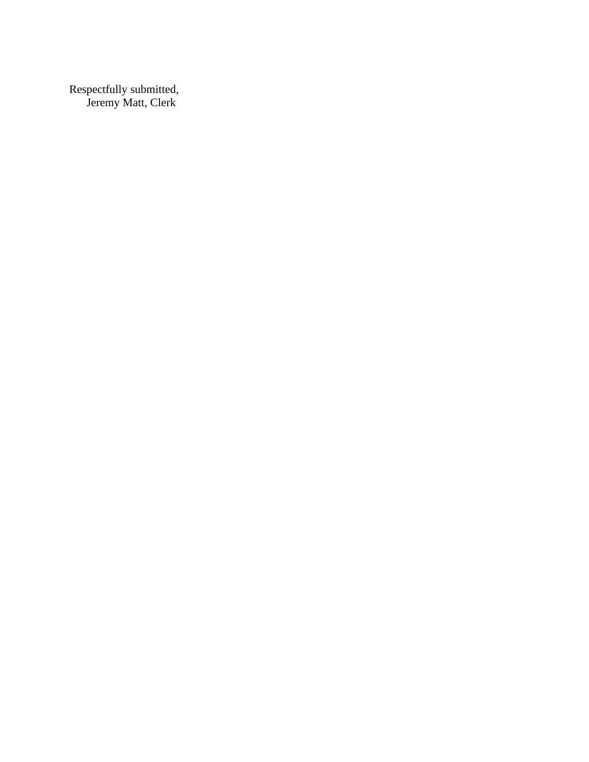Respectfully submitted,
Jeremy Matt, Clerk